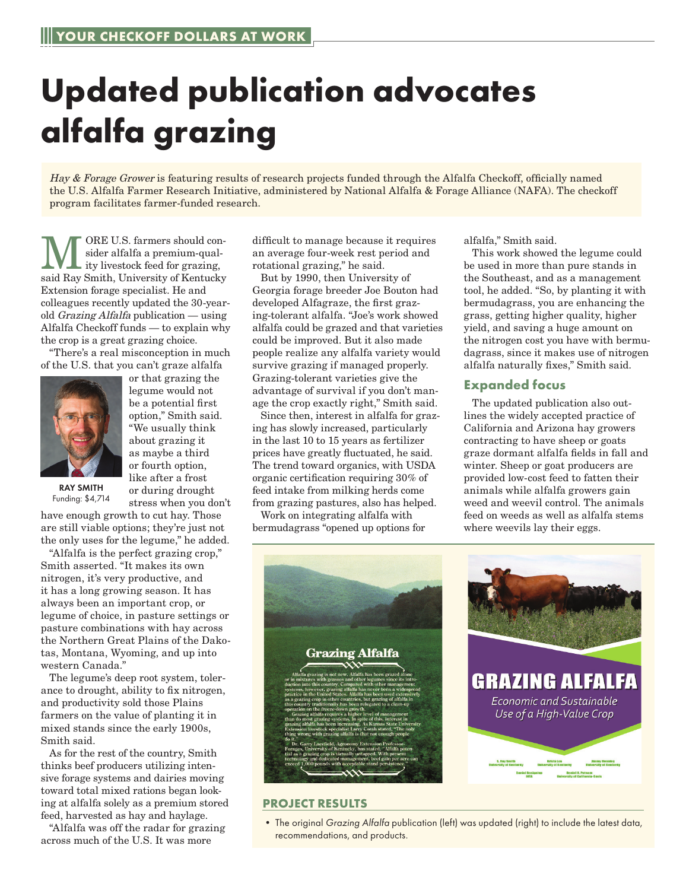YOUR CHECKOFF DOLLARS AT WORK

# Updated publication advocates alfalfa grazing

*Hay & Forage Grower* is featuring results of research projects funded through the Alfalfa Checkoff, officially named the U.S. Alfalfa Farmer Research Initiative, administered by National Alfalfa & Forage Alliance (NAFA). The checkoff program facilitates farmer-funded research.

MORE U.S. farmers should consider alfalfa a premium-quality livestock feed for grazing, said Ray Smith, University of Kentucky Extension forage specialist. He and colleagues recently updated the 30-year-old *Grazing Alfalfa* publication — using Alfalfa Checkoff funds — to explain why the crop is a great grazing choice.

"There's a real misconception in much of the U.S. that you can't graze alfalfa or that grazing the legume would not be a potential first option," Smith said. "We usually think about grazing it as maybe a third or fourth option, like after a frost or during drought stress when you don't have enough growth to cut hay. Those are still viable options; they're just not the only uses for the legume," he added.

**RAY SMITH**
Funding: $4,714

"Alfalfa is the perfect grazing crop," Smith asserted. "It makes its own nitrogen, it's very productive, and it has a long growing season. It has always been an important crop, or legume of choice, in pasture settings or pasture combinations with hay across the Northern Great Plains of the Dakotas, Montana, Wyoming, and up into western Canada."

The legume's deep root system, tolerance to drought, ability to fix nitrogen, and productivity sold those Plains farmers on the value of planting it in mixed stands since the early 1900s, Smith said.

As for the rest of the country, Smith thinks beef producers utilizing intensive forage systems and dairies moving toward total mixed rations began looking at alfalfa solely as a premium stored feed, harvested as hay and haylage.

"Alfalfa was off the radar for grazing across much of the U.S. It was more difficult to manage because it requires an average four-week rest period and rotational grazing," he said.

But by 1990, then University of Georgia forage breeder Joe Bouton had developed Alfagraze, the first grazing-tolerant alfalfa. "Joe's work showed alfalfa could be grazed and that varieties could be improved. But it also made people realize any alfalfa variety would survive grazing if managed properly. Grazing-tolerant varieties give the advantage of survival if you don't manage the crop exactly right," Smith said.

Since then, interest in alfalfa for grazing has slowly increased, particularly in the last 10 to 15 years as fertilizer prices have greatly fluctuated, he said. The trend toward organics, with USDA organic certification requiring 30% of feed intake from milking herds come from grazing pastures, also has helped.

Work on integrating alfalfa with bermudagrass "opened up options for alfalfa," Smith said.

This work showed the legume could be used in more than pure stands in the Southeast, and as a management tool, he added. "So, by planting it with bermudagrass, you are enhancing the grass, getting higher quality, higher yield, and saving a huge amount on the nitrogen cost you have with bermudagrass, since it makes use of nitrogen alfalfa naturally fixes," Smith said.

## Expanded focus

The updated publication also outlines the widely accepted practice of California and Arizona hay growers contracting to have sheep or goats graze dormant alfalfa fields in fall and winter. Sheep or goat producers are provided low-cost feed to fatten their animals while alfalfa growers gain weed and weevil control. The animals feed on weeds as well as alfalfa stems where weevils lay their eggs.

## PROJECT RESULTS

- The original *Grazing Alfalfa* publication (left) was updated (right) to include the latest data, recommendations, and products.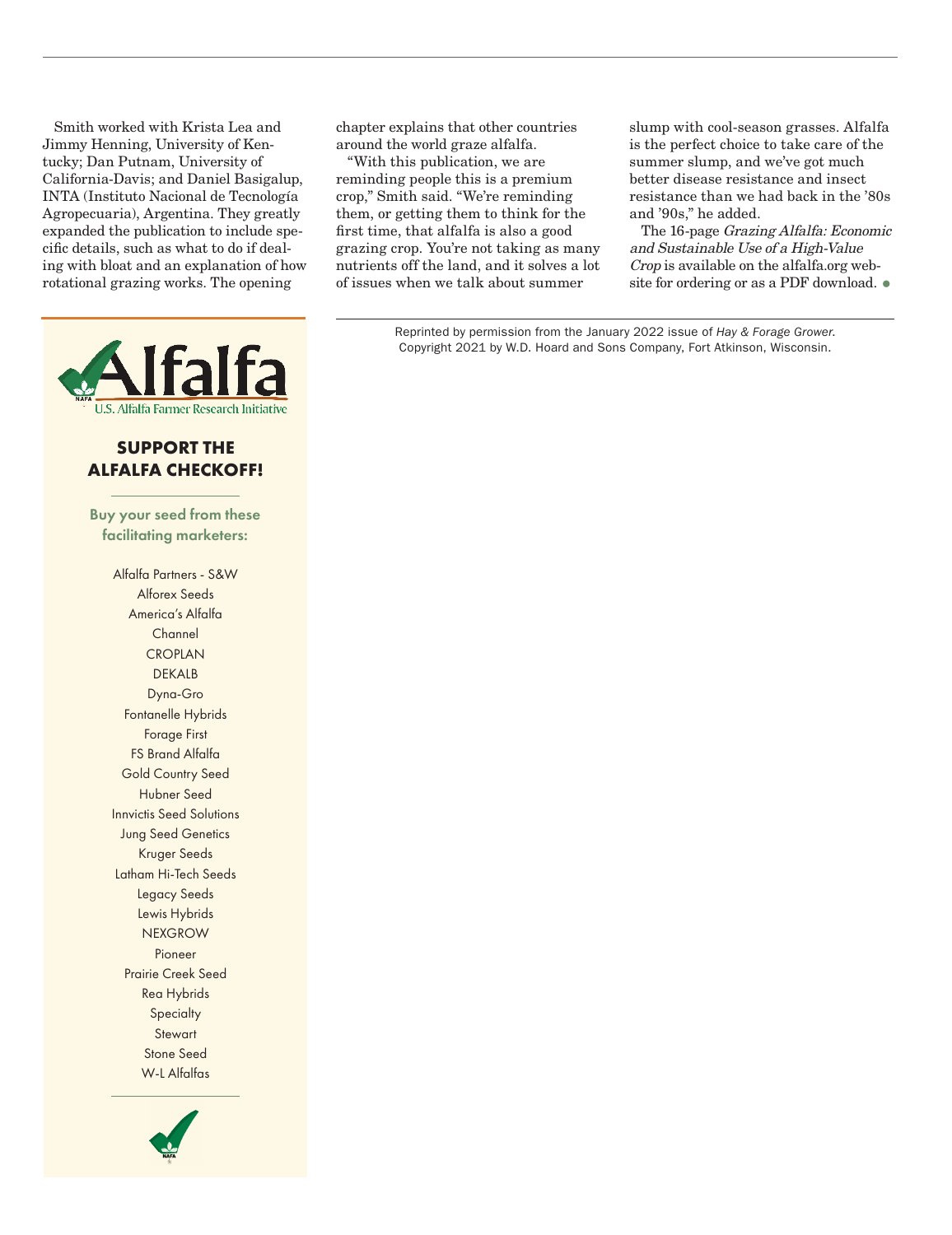Smith worked with Krista Lea and Jimmy Henning, University of Kentucky; Dan Putnam, University of California-Davis; and Daniel Basigalup, INTA (Instituto Nacional de Tecnología Agropecuaria), Argentina. They greatly expanded the publication to include specific details, such as what to do if dealing with bloat and an explanation of how rotational grazing works. The opening chapter explains that other countries around the world graze alfalfa.

"With this publication, we are reminding people this is a premium crop," Smith said. "We're reminding them, or getting them to think for the first time, that alfalfa is also a good grazing crop. You're not taking as many nutrients off the land, and it solves a lot of issues when we talk about summer slump with cool-season grasses. Alfalfa is the perfect choice to take care of the summer slump, and we've got much better disease resistance and insect resistance than we had back in the '80s and '90s," he added.

The 16-page *Grazing Alfalfa: Economic and Sustainable Use of a High-Value Crop* is available on the alfalfa.org website for ordering or as a PDF download. ●

Reprinted by permission from the January 2022 issue of *Hay & Forage Grower*. Copyright 2021 by W.D. Hoard and Sons Company, Fort Atkinson, Wisconsin.

Alfalfa
U.S. Alfalfa Farmer Research Initiative

## SUPPORT THE ALFALFA CHECKOFF!

Buy your seed from these facilitating marketers:

Alfalfa Partners - S&W
Alforex Seeds
America's Alfalfa
Channel
CROPLAN
DEKALB
Dyna-Gro
Fontanelle Hybrids
Forage First
FS Brand Alfalfa
Gold Country Seed
Hubner Seed
Innvictis Seed Solutions
Jung Seed Genetics
Kruger Seeds
Latham Hi-Tech Seeds
Legacy Seeds
Lewis Hybrids
NEXGROW
Pioneer
Prairie Creek Seed
Rea Hybrids
Specialty
Stewart
Stone Seed
W-L Alfalfas